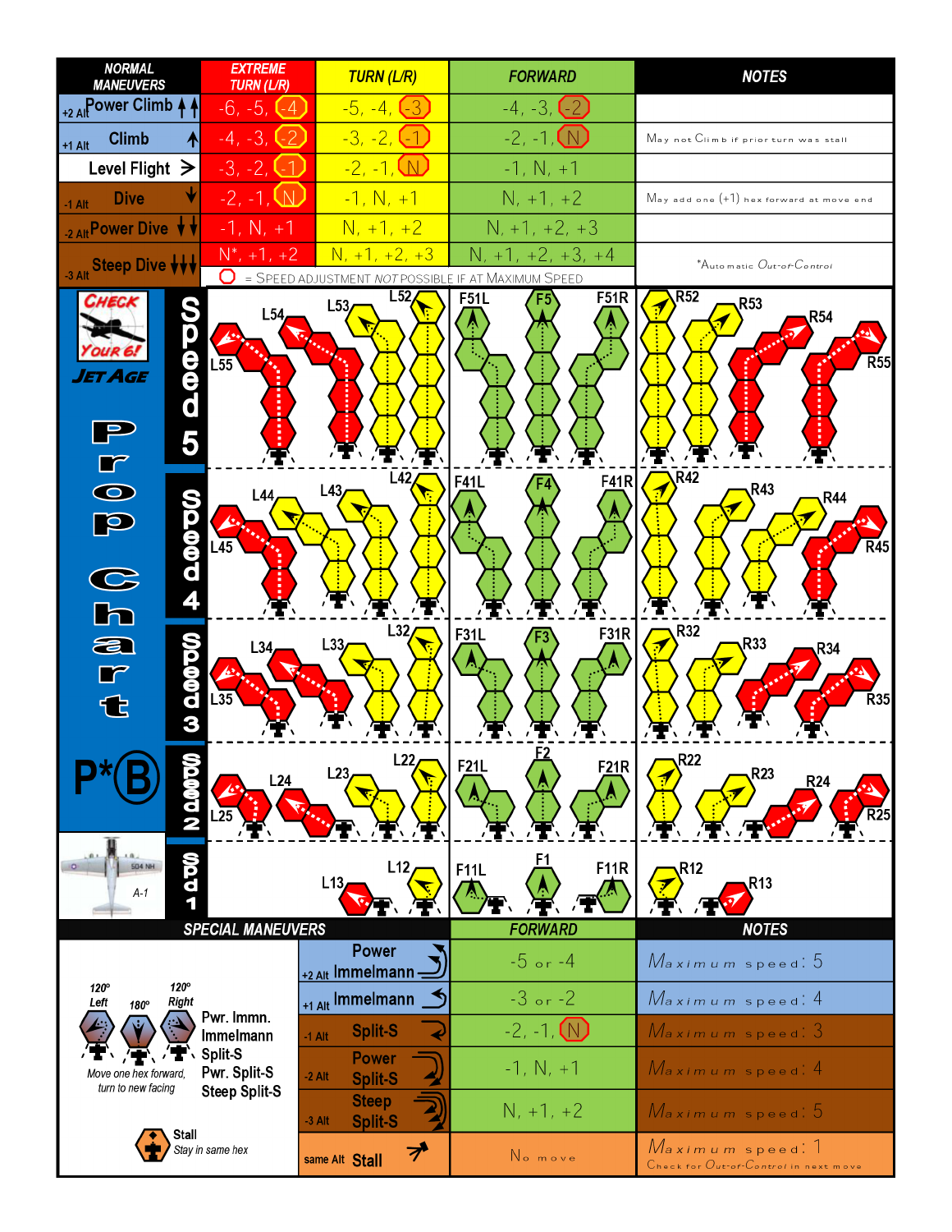| NORMAL MANEUVERS | EXTREME TURN (L/R) | TURN (L/R) | FORWARD | NOTES |
|---|---|---|---|---|
| +2 Alt Power Climb | -6, -5, (-4) | -5, -4, (-3) | -4, -3, (-2) | |
| +1 Alt Climb | -4, -3, (-2) | -3, -2, (-1) | -2, -1, (N) | May not Climb if prior turn was stall |
| Level Flight | -3, -2, (-1) | -2, -1, (N) | -1, N, +1 | |
| -1 Alt Dive | -2, -1, (N) | -1, N, +1 | N, +1, +2 | May add one (+1) hex forward at move end |
| -2 Alt Power Dive | -1, N, +1 | N, +1, +2 | N, +1, +2, +3 | |
| -3 Alt Steep Dive | N*, +1, +2 | N, +1, +2, +3 | N, +1, +2, +3, +4 | *Automatic Out-of-Control |

( ) = Speed adjustment *not* possible if at maximum speed

**Check Your 6! Jet Age**

**Prop Chart**

**P*(B)**

A-1

| Speed | Left maneuvers | Forward maneuvers | Right maneuvers |
|---|---|---|---|
| Speed 5 | L55, L54, L53, L52 | F51L, F5, F51R | R52, R53, R54, R55 |
| Speed 4 | L45, L44, L43, L42 | F41L, F4, F41R | R42, R43, R44, R45 |
| Speed 3 | L35, L34, L33, L32 | F31L, F3, F31R | R32, R33, R34, R35 |
| Speed 2 | L25, L24, L23, L22 | F21L, F2, F21R | R22, R23, R24, R25 |
| Spd 1 | L13, L12 | F11L, F1, F11R | R12, R13 |

## SPECIAL MANEUVERS

120° Left · 180° · 120° Right

Pwr. Immn.
Immelmann
Split-S
Pwr. Split-S
Steep Split-S

Move one hex forward, turn to new facing

Stall
Stay in same hex

| SPECIAL MANEUVERS | FORWARD | NOTES |
|---|---|---|
| +2 Alt Power Immelmann | -5 or -4 | Maximum speed: 5 |
| +1 Alt Immelmann | -3 or -2 | Maximum speed: 4 |
| -1 Alt Split-S | -2, -1, (N) | Maximum speed: 3 |
| -2 Alt Power Split-S | -1, N, +1 | Maximum speed: 4 |
| -3 Alt Steep Split-S | N, +1, +2 | Maximum speed: 5 |
| same Alt Stall | No move | Maximum speed: 1<br>Check for Out-of-Control in next move |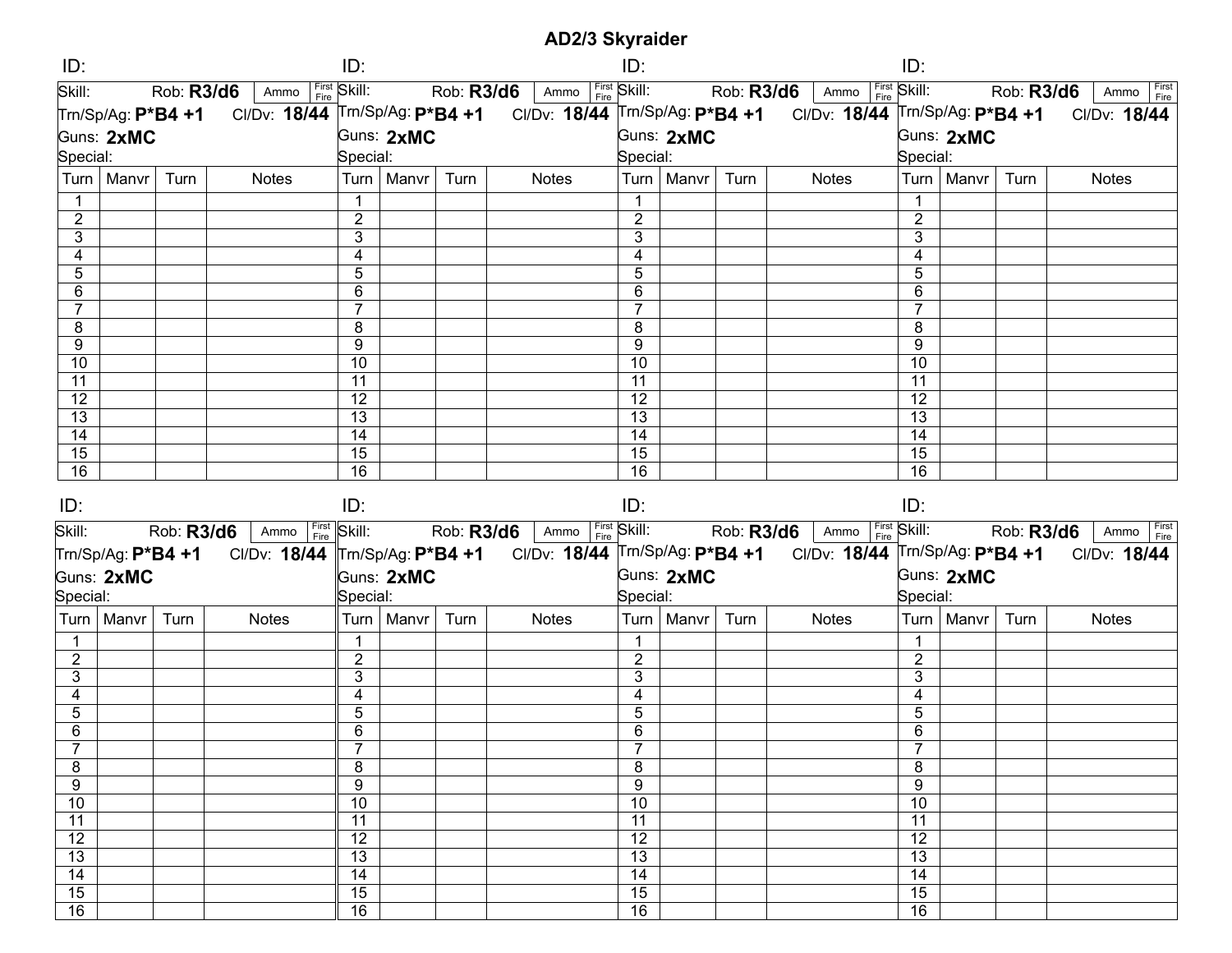# AD2/3 Skyraider

ID:

| Skill: | Rob: **R3/d6** | Ammo | First Fire |
|---|---|---|---|
| Trn/Sp/Ag: **P*B4 +1** | Cl/Dv: **18/44** | | |
| Guns: **2xMC** | | | |
| Special: | | | |

| Turn | Manvr | Turn | Notes |
|---|---|---|---|
| 1 | | | |
| 2 | | | |
| 3 | | | |
| 4 | | | |
| 5 | | | |
| 6 | | | |
| 7 | | | |
| 8 | | | |
| 9 | | | |
| 10 | | | |
| 11 | | | |
| 12 | | | |
| 13 | | | |
| 14 | | | |
| 15 | | | |
| 16 | | | |

ID:

| Skill: | Rob: **R3/d6** | Ammo | First Fire |
|---|---|---|---|
| Trn/Sp/Ag: **P*B4 +1** | Cl/Dv: **18/44** | | |
| Guns: **2xMC** | | | |
| Special: | | | |

| Turn | Manvr | Turn | Notes |
|---|---|---|---|
| 1 | | | |
| 2 | | | |
| 3 | | | |
| 4 | | | |
| 5 | | | |
| 6 | | | |
| 7 | | | |
| 8 | | | |
| 9 | | | |
| 10 | | | |
| 11 | | | |
| 12 | | | |
| 13 | | | |
| 14 | | | |
| 15 | | | |
| 16 | | | |

ID:

| Skill: | Rob: **R3/d6** | Ammo | First Fire |
|---|---|---|---|
| Trn/Sp/Ag: **P*B4 +1** | Cl/Dv: **18/44** | | |
| Guns: **2xMC** | | | |
| Special: | | | |

| Turn | Manvr | Turn | Notes |
|---|---|---|---|
| 1 | | | |
| 2 | | | |
| 3 | | | |
| 4 | | | |
| 5 | | | |
| 6 | | | |
| 7 | | | |
| 8 | | | |
| 9 | | | |
| 10 | | | |
| 11 | | | |
| 12 | | | |
| 13 | | | |
| 14 | | | |
| 15 | | | |
| 16 | | | |

ID:

| Skill: | Rob: **R3/d6** | Ammo | First Fire |
|---|---|---|---|
| Trn/Sp/Ag: **P*B4 +1** | Cl/Dv: **18/44** | | |
| Guns: **2xMC** | | | |
| Special: | | | |

| Turn | Manvr | Turn | Notes |
|---|---|---|---|
| 1 | | | |
| 2 | | | |
| 3 | | | |
| 4 | | | |
| 5 | | | |
| 6 | | | |
| 7 | | | |
| 8 | | | |
| 9 | | | |
| 10 | | | |
| 11 | | | |
| 12 | | | |
| 13 | | | |
| 14 | | | |
| 15 | | | |
| 16 | | | |

ID:

| Skill: | Rob: **R3/d6** | Ammo | First Fire |
|---|---|---|---|
| Trn/Sp/Ag: **P*B4 +1** | Cl/Dv: **18/44** | | |
| Guns: **2xMC** | | | |
| Special: | | | |

| Turn | Manvr | Turn | Notes |
|---|---|---|---|
| 1 | | | |
| 2 | | | |
| 3 | | | |
| 4 | | | |
| 5 | | | |
| 6 | | | |
| 7 | | | |
| 8 | | | |
| 9 | | | |
| 10 | | | |
| 11 | | | |
| 12 | | | |
| 13 | | | |
| 14 | | | |
| 15 | | | |
| 16 | | | |

ID:

| Skill: | Rob: **R3/d6** | Ammo | First Fire |
|---|---|---|---|
| Trn/Sp/Ag: **P*B4 +1** | Cl/Dv: **18/44** | | |
| Guns: **2xMC** | | | |
| Special: | | | |

| Turn | Manvr | Turn | Notes |
|---|---|---|---|
| 1 | | | |
| 2 | | | |
| 3 | | | |
| 4 | | | |
| 5 | | | |
| 6 | | | |
| 7 | | | |
| 8 | | | |
| 9 | | | |
| 10 | | | |
| 11 | | | |
| 12 | | | |
| 13 | | | |
| 14 | | | |
| 15 | | | |
| 16 | | | |

ID:

| Skill: | Rob: **R3/d6** | Ammo | First Fire |
|---|---|---|---|
| Trn/Sp/Ag: **P*B4 +1** | Cl/Dv: **18/44** | | |
| Guns: **2xMC** | | | |
| Special: | | | |

| Turn | Manvr | Turn | Notes |
|---|---|---|---|
| 1 | | | |
| 2 | | | |
| 3 | | | |
| 4 | | | |
| 5 | | | |
| 6 | | | |
| 7 | | | |
| 8 | | | |
| 9 | | | |
| 10 | | | |
| 11 | | | |
| 12 | | | |
| 13 | | | |
| 14 | | | |
| 15 | | | |
| 16 | | | |

ID:

| Skill: | Rob: **R3/d6** | Ammo | First Fire |
|---|---|---|---|
| Trn/Sp/Ag: **P*B4 +1** | Cl/Dv: **18/44** | | |
| Guns: **2xMC** | | | |
| Special: | | | |

| Turn | Manvr | Turn | Notes |
|---|---|---|---|
| 1 | | | |
| 2 | | | |
| 3 | | | |
| 4 | | | |
| 5 | | | |
| 6 | | | |
| 7 | | | |
| 8 | | | |
| 9 | | | |
| 10 | | | |
| 11 | | | |
| 12 | | | |
| 13 | | | |
| 14 | | | |
| 15 | | | |
| 16 | | | |